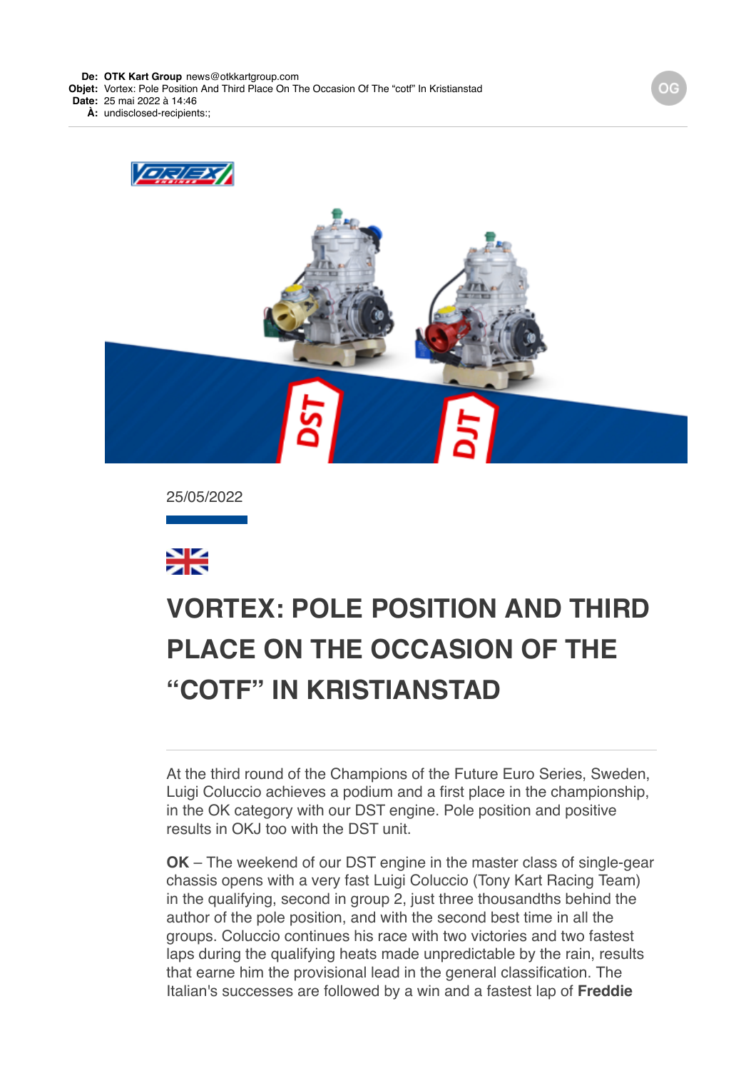**De:** **OTK Kart Group** news@otkkartgroup.com
**Objet:** Vortex: Pole Position And Third Place On The Occasion Of The "cotf" In Kristianstad
**Date:** 25 mai 2022 à 14:46
**À:** undisclosed-recipients:;

25/05/2022

# VORTEX: POLE POSITION AND THIRD PLACE ON THE OCCASION OF THE "COTF" IN KRISTIANSTAD

At the third round of the Champions of the Future Euro Series, Sweden, Luigi Coluccio achieves a podium and a first place in the championship, in the OK category with our DST engine. Pole position and positive results in OKJ too with the DST unit.

**OK** – The weekend of our DST engine in the master class of single-gear chassis opens with a very fast Luigi Coluccio (Tony Kart Racing Team) in the qualifying, second in group 2, just three thousandths behind the author of the pole position, and with the second best time in all the groups. Coluccio continues his race with two victories and two fastest laps during the qualifying heats made unpredictable by the rain, results that earne him the provisional lead in the general classification. The Italian's successes are followed by a win and a fastest lap of **Freddie**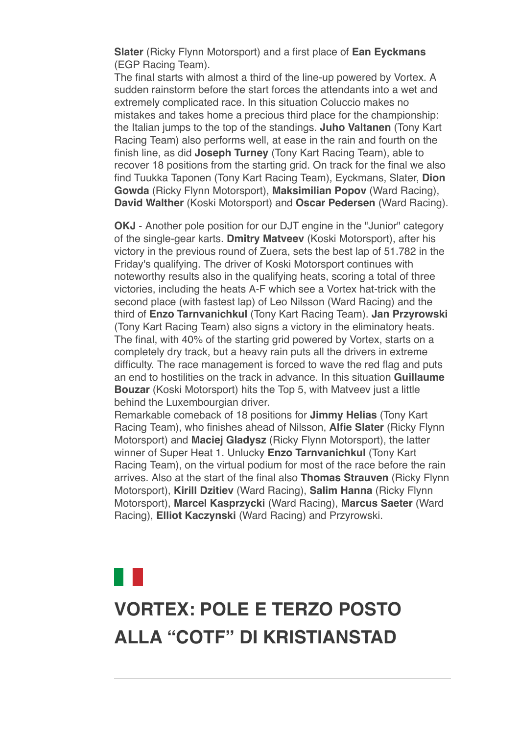**Slater** (Ricky Flynn Motorsport) and a first place of **Ean Eyckmans** (EGP Racing Team).

The final starts with almost a third of the line-up powered by Vortex. A sudden rainstorm before the start forces the attendants into a wet and extremely complicated race. In this situation Coluccio makes no mistakes and takes home a precious third place for the championship: the Italian jumps to the top of the standings. **Juho Valtanen** (Tony Kart Racing Team) also performs well, at ease in the rain and fourth on the finish line, as did **Joseph Turney** (Tony Kart Racing Team), able to recover 18 positions from the starting grid. On track for the final we also find Tuukka Taponen (Tony Kart Racing Team), Eyckmans, Slater, **Dion Gowda** (Ricky Flynn Motorsport), **Maksimilian Popov** (Ward Racing), **David Walther** (Koski Motorsport) and **Oscar Pedersen** (Ward Racing).

**OKJ** - Another pole position for our DJT engine in the "Junior" category of the single-gear karts. **Dmitry Matveev** (Koski Motorsport), after his victory in the previous round of Zuera, sets the best lap of 51.782 in the Friday's qualifying. The driver of Koski Motorsport continues with noteworthy results also in the qualifying heats, scoring a total of three victories, including the heats A-F which see a Vortex hat-trick with the second place (with fastest lap) of Leo Nilsson (Ward Racing) and the third of **Enzo Tarnvanichkul** (Tony Kart Racing Team). **Jan Przyrowski** (Tony Kart Racing Team) also signs a victory in the eliminatory heats. The final, with 40% of the starting grid powered by Vortex, starts on a completely dry track, but a heavy rain puts all the drivers in extreme difficulty. The race management is forced to wave the red flag and puts an end to hostilities on the track in advance. In this situation **Guillaume Bouzar** (Koski Motorsport) hits the Top 5, with Matveev just a little behind the Luxembourgian driver.

Remarkable comeback of 18 positions for **Jimmy Helias** (Tony Kart Racing Team), who finishes ahead of Nilsson, **Alfie Slater** (Ricky Flynn Motorsport) and **Maciej Gladysz** (Ricky Flynn Motorsport), the latter winner of Super Heat 1. Unlucky **Enzo Tarnvanichkul** (Tony Kart Racing Team), on the virtual podium for most of the race before the rain arrives. Also at the start of the final also **Thomas Strauven** (Ricky Flynn Motorsport), **Kirill Dzitiev** (Ward Racing), **Salim Hanna** (Ricky Flynn Motorsport), **Marcel Kasprzycki** (Ward Racing), **Marcus Saeter** (Ward Racing), **Elliot Kaczynski** (Ward Racing) and Przyrowski.

# VORTEX: POLE E TERZO POSTO ALLA "COTF" DI KRISTIANSTAD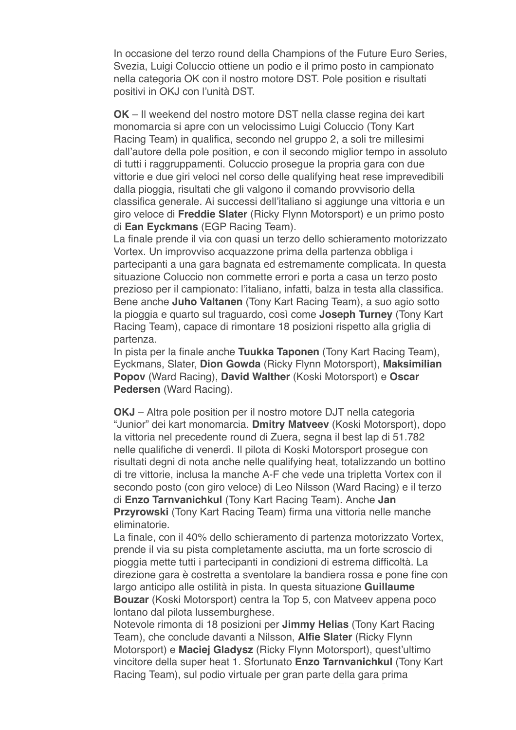In occasione del terzo round della Champions of the Future Euro Series, Svezia, Luigi Coluccio ottiene un podio e il primo posto in campionato nella categoria OK con il nostro motore DST. Pole position e risultati positivi in OKJ con l'unità DST.

**OK** – Il weekend del nostro motore DST nella classe regina dei kart monomarcia si apre con un velocissimo Luigi Coluccio (Tony Kart Racing Team) in qualifica, secondo nel gruppo 2, a soli tre millesimi dall'autore della pole position, e con il secondo miglior tempo in assoluto di tutti i raggruppamenti. Coluccio prosegue la propria gara con due vittorie e due giri veloci nel corso delle qualifying heat rese imprevedibili dalla pioggia, risultati che gli valgono il comando provvisorio della classifica generale. Ai successi dell'italiano si aggiunge una vittoria e un giro veloce di **Freddie Slater** (Ricky Flynn Motorsport) e un primo posto di **Ean Eyckmans** (EGP Racing Team).
La finale prende il via con quasi un terzo dello schieramento motorizzato Vortex. Un improvviso acquazzone prima della partenza obbliga i partecipanti a una gara bagnata ed estremamente complicata. In questa situazione Coluccio non commette errori e porta a casa un terzo posto prezioso per il campionato: l'italiano, infatti, balza in testa alla classifica. Bene anche **Juho Valtanen** (Tony Kart Racing Team), a suo agio sotto la pioggia e quarto sul traguardo, così come **Joseph Turney** (Tony Kart Racing Team), capace di rimontare 18 posizioni rispetto alla griglia di partenza.
In pista per la finale anche **Tuukka Taponen** (Tony Kart Racing Team), Eyckmans, Slater, **Dion Gowda** (Ricky Flynn Motorsport), **Maksimilian Popov** (Ward Racing), **David Walther** (Koski Motorsport) e **Oscar Pedersen** (Ward Racing).

**OKJ** – Altra pole position per il nostro motore DJT nella categoria "Junior" dei kart monomarcia. **Dmitry Matveev** (Koski Motorsport), dopo la vittoria nel precedente round di Zuera, segna il best lap di 51.782 nelle qualifiche di venerdì. Il pilota di Koski Motorsport prosegue con risultati degni di nota anche nelle qualifying heat, totalizzando un bottino di tre vittorie, inclusa la manche A-F che vede una tripletta Vortex con il secondo posto (con giro veloce) di Leo Nilsson (Ward Racing) e il terzo di **Enzo Tarnvanichkul** (Tony Kart Racing Team). Anche **Jan Przyrowski** (Tony Kart Racing Team) firma una vittoria nelle manche eliminatorie.
La finale, con il 40% dello schieramento di partenza motorizzato Vortex, prende il via su pista completamente asciutta, ma un forte scroscio di pioggia mette tutti i partecipanti in condizioni di estrema difficoltà. La direzione gara è costretta a sventolare la bandiera rossa e pone fine con largo anticipo alle ostilità in pista. In questa situazione **Guillaume Bouzar** (Koski Motorsport) centra la Top 5, con Matveev appena poco lontano dal pilota lussemburghese.
Notevole rimonta di 18 posizioni per **Jimmy Helias** (Tony Kart Racing Team), che conclude davanti a Nilsson, **Alfie Slater** (Ricky Flynn Motorsport) e **Maciej Gladysz** (Ricky Flynn Motorsport), quest'ultimo vincitore della super heat 1. Sfortunato **Enzo Tarnvanichkul** (Tony Kart Racing Team), sul podio virtuale per gran parte della gara prima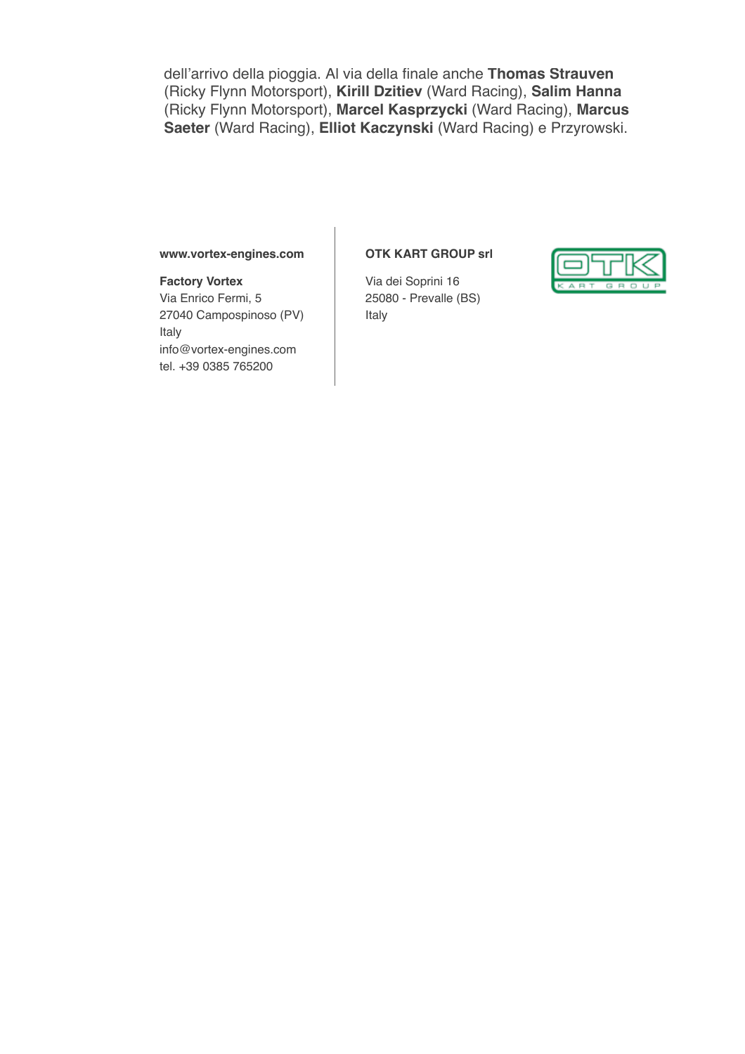dell’arrivo della pioggia. Al via della finale anche **Thomas Strauven** (Ricky Flynn Motorsport), **Kirill Dzitiev** (Ward Racing), **Salim Hanna** (Ricky Flynn Motorsport), **Marcel Kasprzycki** (Ward Racing), **Marcus Saeter** (Ward Racing), **Elliot Kaczynski** (Ward Racing) e Przyrowski.

**www.vortex-engines.com**

**Factory Vortex**
Via Enrico Fermi, 5
27040 Campospinoso (PV)
Italy
info@vortex-engines.com
tel. +39 0385 765200

**OTK KART GROUP srl**

Via dei Soprini 16
25080 - Prevalle (BS)
Italy